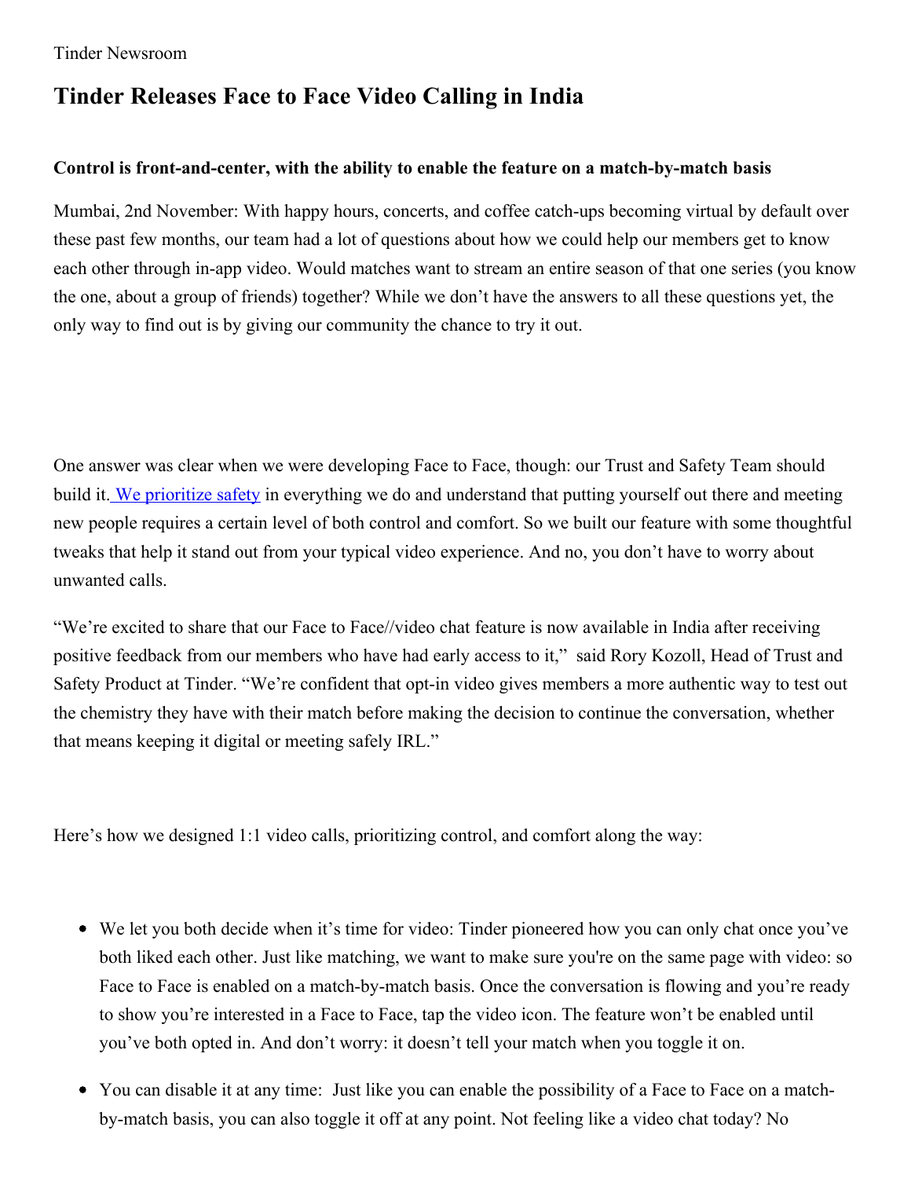Tinder Newsroom

# Tinder Releases Face to Face Video Calling in India

### Control is front-and-center, with the ability to enable the feature on a match-by-match basis

Mumbai, 2nd November: With happy hours, concerts, and coffee catch-ups becoming virtual by default over these past few months, our team had a lot of questions about how we could help our members get to know each other through in-app video. Would matches want to stream an entire season of that one series (you know the one, about a group of friends) together? While we don't have the answers to all these questions yet, the only way to find out is by giving our community the chance to try it out.

One answer was clear when we were developing Face to Face, though: our Trust and Safety Team should build it. We prioritize safety in everything we do and understand that putting yourself out there and meeting new people requires a certain level of both control and comfort. So we built our feature with some thoughtful tweaks that help it stand out from your typical video experience. And no, you don't have to worry about unwanted calls.

"We're excited to share that our Face to Face//video chat feature is now available in India after receiving positive feedback from our members who have had early access to it," said Rory Kozoll, Head of Trust and Safety Product at Tinder. "We're confident that opt-in video gives members a more authentic way to test out the chemistry they have with their match before making the decision to continue the conversation, whether that means keeping it digital or meeting safely IRL."

Here's how we designed 1:1 video calls, prioritizing control, and comfort along the way:

- We let you both decide when it's time for video: Tinder pioneered how you can only chat once you've both liked each other. Just like matching, we want to make sure you're on the same page with video: so Face to Face is enabled on a match-by-match basis. Once the conversation is flowing and you're ready to show you're interested in a Face to Face, tap the video icon. The feature won't be enabled until you've both opted in. And don't worry: it doesn't tell your match when you toggle it on.
- You can disable it at any time: Just like you can enable the possibility of a Face to Face on a match-by-match basis, you can also toggle it off at any point. Not feeling like a video chat today? No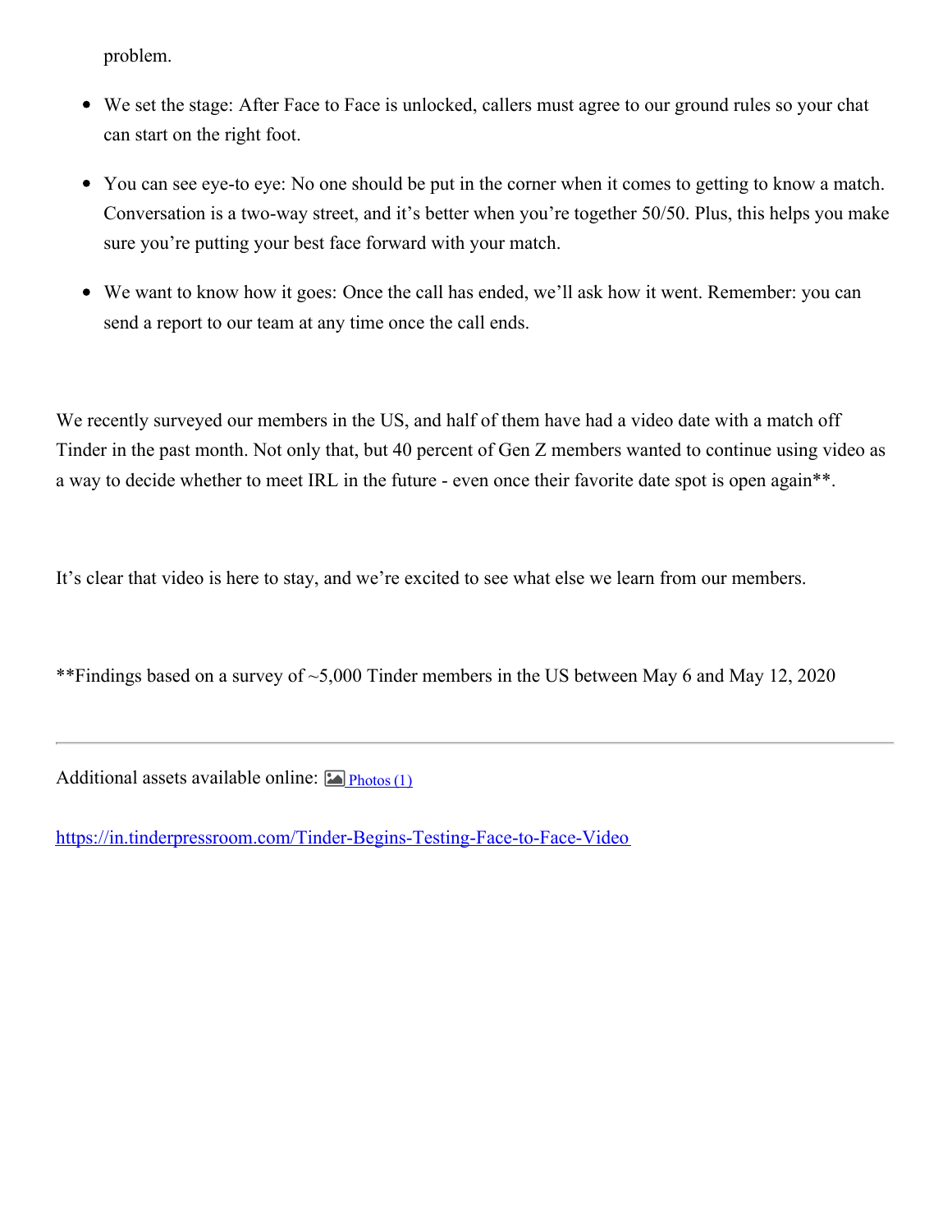problem.

- We set the stage: After Face to Face is unlocked, callers must agree to our ground rules so your chat can start on the right foot.
- You can see eye-to eye: No one should be put in the corner when it comes to getting to know a match. Conversation is a two-way street, and it's better when you're together 50/50. Plus, this helps you make sure you're putting your best face forward with your match.
- We want to know how it goes: Once the call has ended, we'll ask how it went. Remember: you can send a report to our team at any time once the call ends.

We recently surveyed our members in the US, and half of them have had a video date with a match off Tinder in the past month. Not only that, but 40 percent of Gen Z members wanted to continue using video as a way to decide whether to meet IRL in the future - even once their favorite date spot is open again**.

It's clear that video is here to stay, and we're excited to see what else we learn from our members.

**Findings based on a survey of ~5,000 Tinder members in the US between May 6 and May 12, 2020

---

Additional assets available online: Photos (1)

https://in.tinderpressroom.com/Tinder-Begins-Testing-Face-to-Face-Video